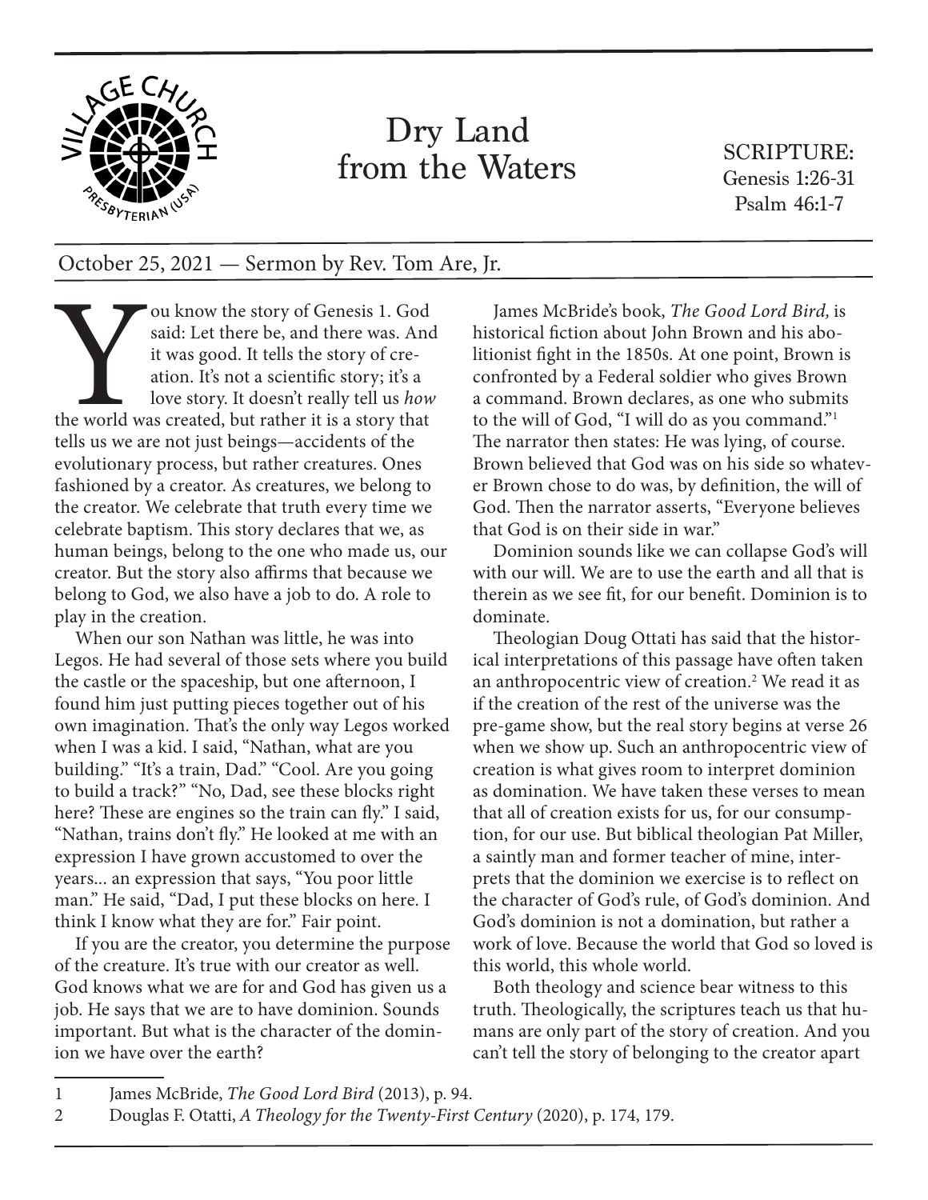# Dry Land from the Waters

SCRIPTURE:
Genesis 1:26-31
Psalm 46:1-7

October 25, 2021 — Sermon by Rev. Tom Are, Jr.

You know the story of Genesis 1. God said: Let there be, and there was. And it was good. It tells the story of creation. It's not a scientific story; it's a love story. It doesn't really tell us *how* the world was created, but rather it is a story that tells us we are not just beings—accidents of the evolutionary process, but rather creatures. Ones fashioned by a creator. As creatures, we belong to the creator. We celebrate that truth every time we celebrate baptism. This story declares that we, as human beings, belong to the one who made us, our creator. But the story also affirms that because we belong to God, we also have a job to do. A role to play in the creation.

When our son Nathan was little, he was into Legos. He had several of those sets where you build the castle or the spaceship, but one afternoon, I found him just putting pieces together out of his own imagination. That's the only way Legos worked when I was a kid. I said, "Nathan, what are you building." "It's a train, Dad." "Cool. Are you going to build a track?" "No, Dad, see these blocks right here? These are engines so the train can fly." I said, "Nathan, trains don't fly." He looked at me with an expression I have grown accustomed to over the years... an expression that says, "You poor little man." He said, "Dad, I put these blocks on here. I think I know what they are for." Fair point.

If you are the creator, you determine the purpose of the creature. It's true with our creator as well. God knows what we are for and God has given us a job. He says that we are to have dominion. Sounds important. But what is the character of the dominion we have over the earth?

James McBride's book, *The Good Lord Bird,* is historical fiction about John Brown and his abolitionist fight in the 1850s. At one point, Brown is confronted by a Federal soldier who gives Brown a command. Brown declares, as one who submits to the will of God, "I will do as you command."[1] The narrator then states: He was lying, of course. Brown believed that God was on his side so whatever Brown chose to do was, by definition, the will of God. Then the narrator asserts, "Everyone believes that God is on their side in war."

Dominion sounds like we can collapse God's will with our will. We are to use the earth and all that is therein as we see fit, for our benefit. Dominion is to dominate.

Theologian Doug Ottati has said that the historical interpretations of this passage have often taken an anthropocentric view of creation.[2] We read it as if the creation of the rest of the universe was the pre-game show, but the real story begins at verse 26 when we show up. Such an anthropocentric view of creation is what gives room to interpret dominion as domination. We have taken these verses to mean that all of creation exists for us, for our consumption, for our use. But biblical theologian Pat Miller, a saintly man and former teacher of mine, interprets that the dominion we exercise is to reflect on the character of God's rule, of God's dominion. And God's dominion is not a domination, but rather a work of love. Because the world that God so loved is this world, this whole world.

Both theology and science bear witness to this truth. Theologically, the scriptures teach us that humans are only part of the story of creation. And you can't tell the story of belonging to the creator apart

---

1 James McBride, *The Good Lord Bird* (2013), p. 94.

2 Douglas F. Otatti, *A Theology for the Twenty-First Century* (2020), p. 174, 179.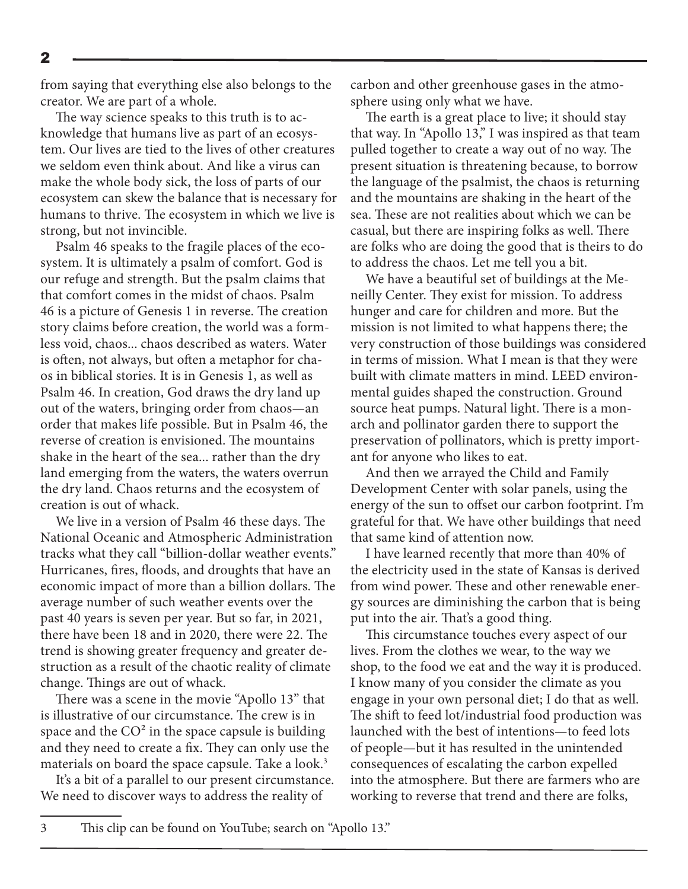from saying that everything else also belongs to the creator. We are part of a whole.

The way science speaks to this truth is to acknowledge that humans live as part of an ecosystem. Our lives are tied to the lives of other creatures we seldom even think about. And like a virus can make the whole body sick, the loss of parts of our ecosystem can skew the balance that is necessary for humans to thrive. The ecosystem in which we live is strong, but not invincible.

Psalm 46 speaks to the fragile places of the ecosystem. It is ultimately a psalm of comfort. God is our refuge and strength. But the psalm claims that that comfort comes in the midst of chaos. Psalm 46 is a picture of Genesis 1 in reverse. The creation story claims before creation, the world was a formless void, chaos... chaos described as waters. Water is often, not always, but often a metaphor for chaos in biblical stories. It is in Genesis 1, as well as Psalm 46. In creation, God draws the dry land up out of the waters, bringing order from chaos—an order that makes life possible. But in Psalm 46, the reverse of creation is envisioned. The mountains shake in the heart of the sea... rather than the dry land emerging from the waters, the waters overrun the dry land. Chaos returns and the ecosystem of creation is out of whack.

We live in a version of Psalm 46 these days. The National Oceanic and Atmospheric Administration tracks what they call "billion-dollar weather events." Hurricanes, fires, floods, and droughts that have an economic impact of more than a billion dollars. The average number of such weather events over the past 40 years is seven per year. But so far, in 2021, there have been 18 and in 2020, there were 22. The trend is showing greater frequency and greater destruction as a result of the chaotic reality of climate change. Things are out of whack.

There was a scene in the movie "Apollo 13" that is illustrative of our circumstance. The crew is in space and the $CO^2$ in the space capsule is building and they need to create a fix. They can only use the materials on board the space capsule. Take a look.[3]

It's a bit of a parallel to our present circumstance. We need to discover ways to address the reality of carbon and other greenhouse gases in the atmosphere using only what we have.

The earth is a great place to live; it should stay that way. In "Apollo 13," I was inspired as that team pulled together to create a way out of no way. The present situation is threatening because, to borrow the language of the psalmist, the chaos is returning and the mountains are shaking in the heart of the sea. These are not realities about which we can be casual, but there are inspiring folks as well. There are folks who are doing the good that is theirs to do to address the chaos. Let me tell you a bit.

We have a beautiful set of buildings at the Meneilly Center. They exist for mission. To address hunger and care for children and more. But the mission is not limited to what happens there; the very construction of those buildings was considered in terms of mission. What I mean is that they were built with climate matters in mind. LEED environmental guides shaped the construction. Ground source heat pumps. Natural light. There is a monarch and pollinator garden there to support the preservation of pollinators, which is pretty important for anyone who likes to eat.

And then we arrayed the Child and Family Development Center with solar panels, using the energy of the sun to offset our carbon footprint. I'm grateful for that. We have other buildings that need that same kind of attention now.

I have learned recently that more than 40% of the electricity used in the state of Kansas is derived from wind power. These and other renewable energy sources are diminishing the carbon that is being put into the air. That's a good thing.

This circumstance touches every aspect of our lives. From the clothes we wear, to the way we shop, to the food we eat and the way it is produced. I know many of you consider the climate as you engage in your own personal diet; I do that as well. The shift to feed lot/industrial food production was launched with the best of intentions—to feed lots of people—but it has resulted in the unintended consequences of escalating the carbon expelled into the atmosphere. But there are farmers who are working to reverse that trend and there are folks,

---

3 This clip can be found on YouTube; search on "Apollo 13."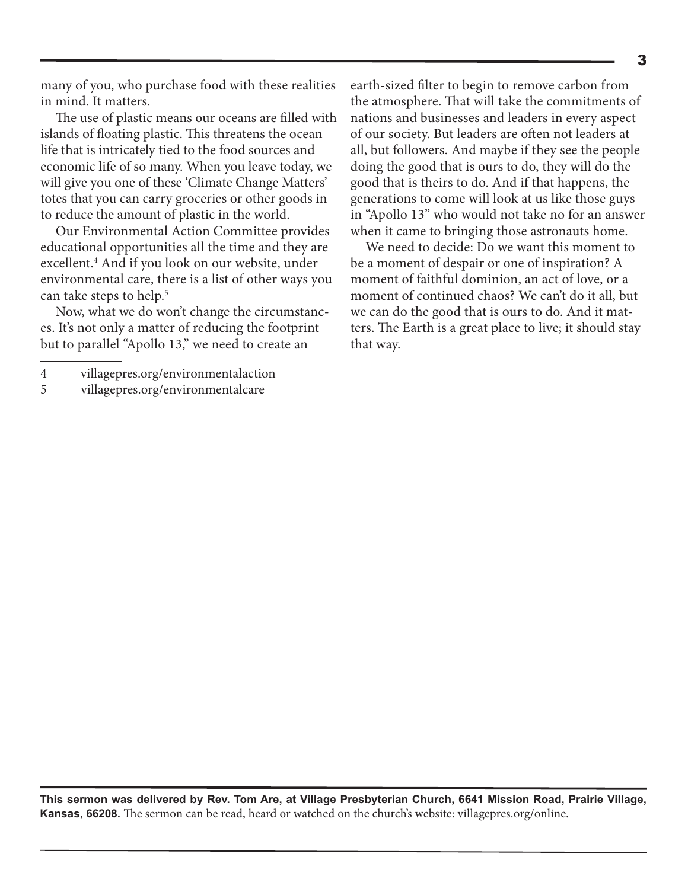many of you, who purchase food with these realities in mind. It matters.

The use of plastic means our oceans are filled with islands of floating plastic. This threatens the ocean life that is intricately tied to the food sources and economic life of so many. When you leave today, we will give you one of these 'Climate Change Matters' totes that you can carry groceries or other goods in to reduce the amount of plastic in the world.

Our Environmental Action Committee provides educational opportunities all the time and they are excellent.[4] And if you look on our website, under environmental care, there is a list of other ways you can take steps to help.[5]

Now, what we do won't change the circumstances. It's not only a matter of reducing the footprint but to parallel "Apollo 13," we need to create an earth-sized filter to begin to remove carbon from the atmosphere. That will take the commitments of nations and businesses and leaders in every aspect of our society. But leaders are often not leaders at all, but followers. And maybe if they see the people doing the good that is ours to do, they will do the good that is theirs to do. And if that happens, the generations to come will look at us like those guys in "Apollo 13" who would not take no for an answer when it came to bringing those astronauts home.

We need to decide: Do we want this moment to be a moment of despair or one of inspiration? A moment of faithful dominion, an act of love, or a moment of continued chaos? We can't do it all, but we can do the good that is ours to do. And it matters. The Earth is a great place to live; it should stay that way.

---

4 villagepres.org/environmentalaction

5 villagepres.org/environmentalcare

---

**This sermon was delivered by Rev. Tom Are, at Village Presbyterian Church, 6641 Mission Road, Prairie Village, Kansas, 66208.** The sermon can be read, heard or watched on the church's website: villagepres.org/online.